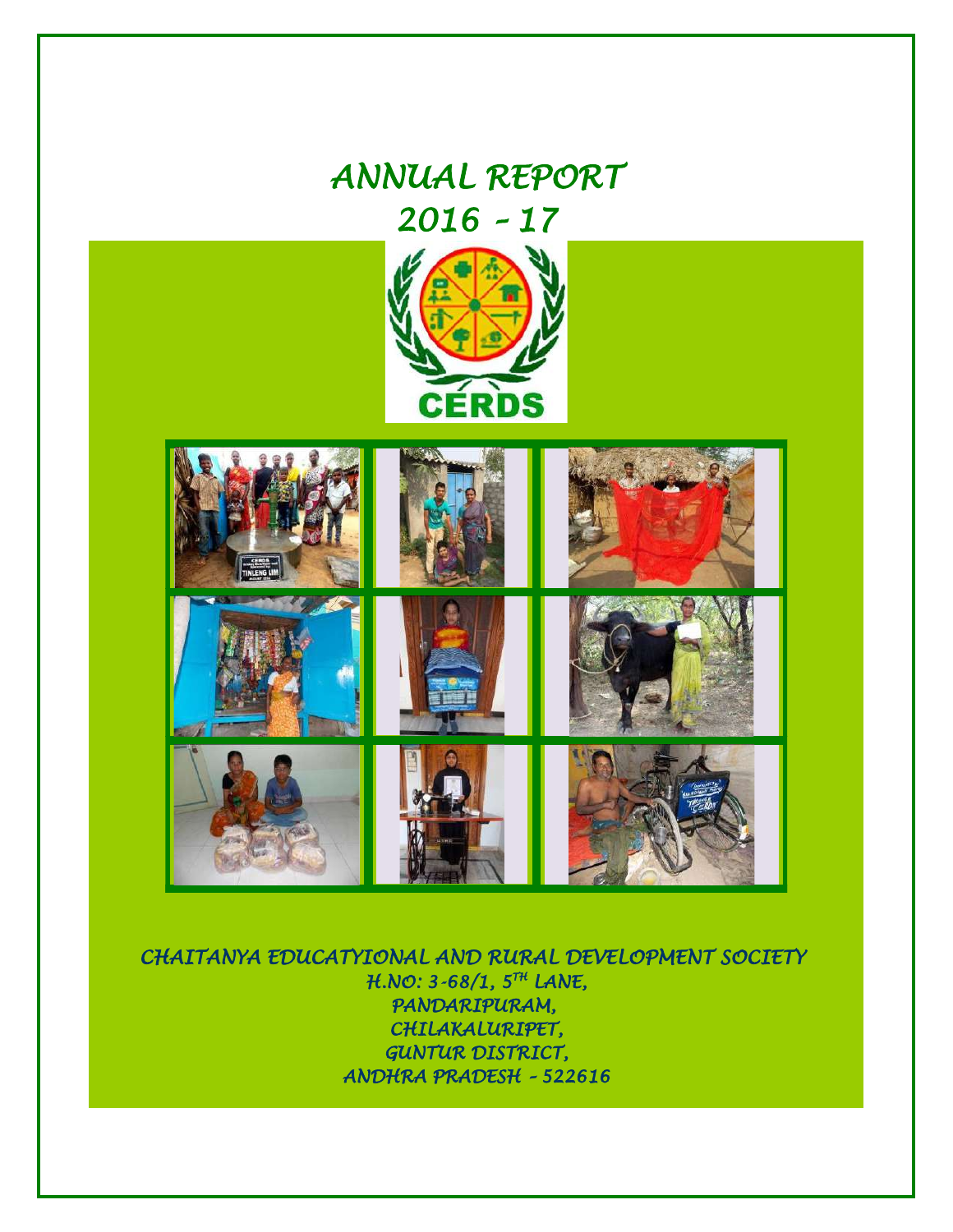# ANNUAL REPORT 2016 – 17

CERDS

*CHAITANYA EDUCATYIONAL AND RURAL DEVELOPMENT SOCIETY*
*H.NO: 3-68/1, 5TH LANE,*
*PANDARIPURAM,*
*CHILAKALURIPET,*
*GUNTUR DISTRICT,*
*ANDHRA PRADESH – 522616*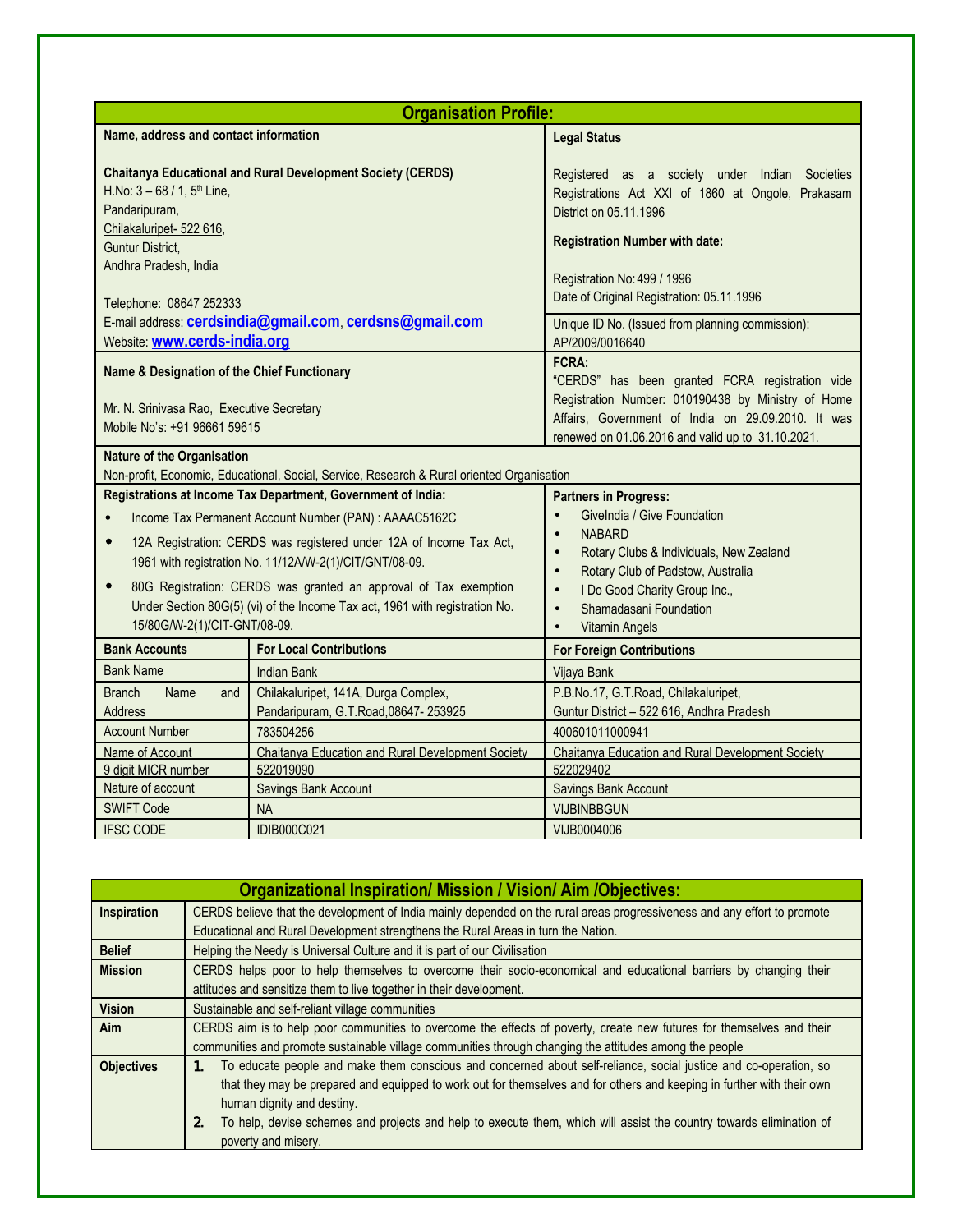## Organisation Profile:

| Name, address and contact information | Legal Status |
|---|---|
| **Chaitanya Educational and Rural Development Society (CERDS)**<br>H.No: 3 – 68 / 1, 5th Line,<br>Pandaripuram,<br>Chilakaluripet- 522 616,<br>Guntur District,<br>Andhra Pradesh, India<br><br>Telephone: 08647 252333<br>E-mail address: **cerdsindia@gmail.com**, **cerdsns@gmail.com**<br>Website: **www.cerds-india.org** | Registered as a society under Indian Societies Registrations Act XXI of 1860 at Ongole, Prakasam District on 05.11.1996<br><br>**Registration Number with date:**<br><br>Registration No: 499 / 1996<br>Date of Original Registration: 05.11.1996<br><br>Unique ID No. (Issued from planning commission): AP/2009/0016640 |
| **Name & Designation of the Chief Functionary**<br><br>Mr. N. Srinivasa Rao, Executive Secretary<br>Mobile No's: +91 96661 59615 | **FCRA:**<br>"CERDS" has been granted FCRA registration vide Registration Number: 010190438 by Ministry of Home Affairs, Government of India on 29.09.2010. It was renewed on 01.06.2016 and valid up to 31.10.2021. |

**Nature of the Organisation**

Non-profit, Economic, Educational, Social, Service, Research & Rural oriented Organisation

| Registrations at Income Tax Department, Government of India: | Partners in Progress: |
|---|---|
| • Income Tax Permanent Account Number (PAN) : AAAAC5162C<br>• 12A Registration: CERDS was registered under 12A of Income Tax Act, 1961 with registration No. 11/12A/W-2(1)/CIT/GNT/08-09.<br>• 80G Registration: CERDS was granted an approval of Tax exemption Under Section 80G(5) (vi) of the Income Tax act, 1961 with registration No. 15/80G/W-2(1)/CIT-GNT/08-09. | • GiveIndia / Give Foundation<br>• NABARD<br>• Rotary Clubs & Individuals, New Zealand<br>• Rotary Club of Padstow, Australia<br>• I Do Good Charity Group Inc.,<br>• Shamadasani Foundation<br>• Vitamin Angels |

| Bank Accounts | For Local Contributions | For Foreign Contributions |
|---|---|---|
| Bank Name | Indian Bank | Vijaya Bank |
| Branch Name and Address | Chilakaluripet, 141A, Durga Complex, Pandaripuram, G.T.Road,08647- 253925 | P.B.No.17, G.T.Road, Chilakaluripet, Guntur District – 522 616, Andhra Pradesh |
| Account Number | 783504256 | 400601011000941 |
| Name of Account | Chaitanya Education and Rural Development Society | Chaitanya Education and Rural Development Society |
| 9 digit MICR number | 522019090 | 522029402 |
| Nature of account | Savings Bank Account | Savings Bank Account |
| SWIFT Code | NA | VIJBINBBGUN |
| IFSC CODE | IDIB000C021 | VIJB0004006 |

## Organizational Inspiration/ Mission / Vision/ Aim /Objectives:

| | |
|---|---|
| **Inspiration** | CERDS believe that the development of India mainly depended on the rural areas progressiveness and any effort to promote Educational and Rural Development strengthens the Rural Areas in turn the Nation. |
| **Belief** | Helping the Needy is Universal Culture and it is part of our Civilisation |
| **Mission** | CERDS helps poor to help themselves to overcome their socio-economical and educational barriers by changing their attitudes and sensitize them to live together in their development. |
| **Vision** | Sustainable and self-reliant village communities |
| **Aim** | CERDS aim is to help poor communities to overcome the effects of poverty, create new futures for themselves and their communities and promote sustainable village communities through changing the attitudes among the people |
| **Objectives** | 1. To educate people and make them conscious and concerned about self-reliance, social justice and co-operation, so that they may be prepared and equipped to work out for themselves and for others and keeping in further with their own human dignity and destiny.<br>2. To help, devise schemes and projects and help to execute them, which will assist the country towards elimination of poverty and misery. |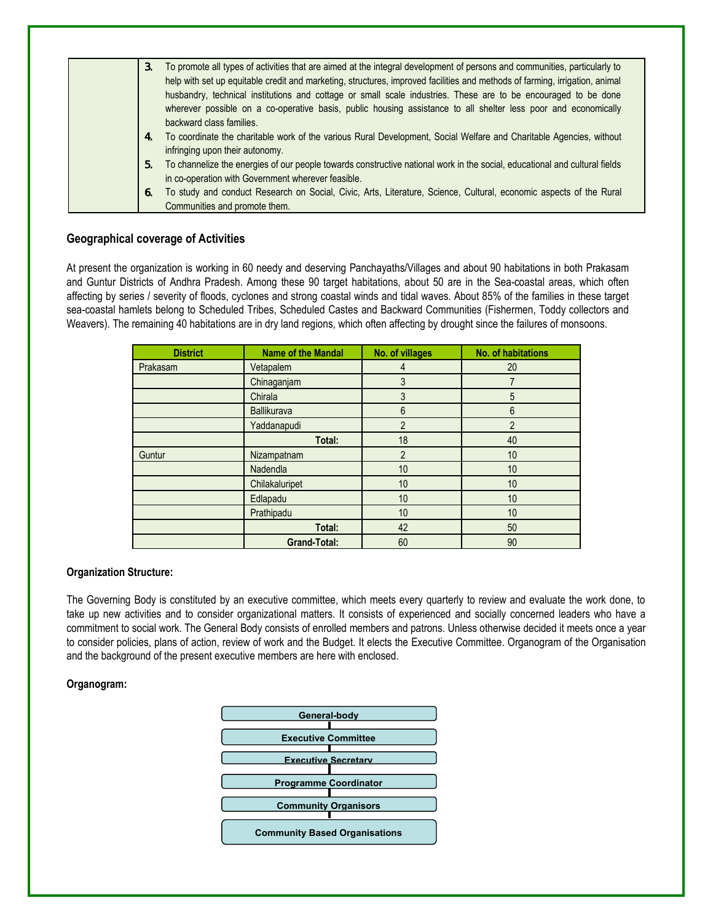| | |
|---|---|
| | 3. To promote all types of activities that are aimed at the integral development of persons and communities, particularly to help with set up equitable credit and marketing, structures, improved facilities and methods of farming, irrigation, animal husbandry, technical institutions and cottage or small scale industries. These are to be encouraged to be done wherever possible on a co-operative basis, public housing assistance to all shelter less poor and economically backward class families. 4. To coordinate the charitable work of the various Rural Development, Social Welfare and Charitable Agencies, without infringing upon their autonomy. 5. To channelize the energies of our people towards constructive national work in the social, educational and cultural fields in co-operation with Government wherever feasible. 6. To study and conduct Research on Social, Civic, Arts, Literature, Science, Cultural, economic aspects of the Rural Communities and promote them. |

### Geographical coverage of Activities

At present the organization is working in 60 needy and deserving Panchayaths/Villages and about 90 habitations in both Prakasam and Guntur Districts of Andhra Pradesh. Among these 90 target habitations, about 50 are in the Sea-coastal areas, which often affecting by series / severity of floods, cyclones and strong coastal winds and tidal waves. About 85% of the families in these target sea-coastal hamlets belong to Scheduled Tribes, Scheduled Castes and Backward Communities (Fishermen, Toddy collectors and Weavers). The remaining 40 habitations are in dry land regions, which often affecting by drought since the failures of monsoons.

| District | Name of the Mandal | No. of villages | No. of habitations |
|---|---|---|---|
| Prakasam | Vetapalem | 4 | 20 |
| | Chinaganjam | 3 | 7 |
| | Chirala | 3 | 5 |
| | Ballikurava | 6 | 6 |
| | Yaddanapudi | 2 | 2 |
| | **Total:** | 18 | 40 |
| Guntur | Nizampatnam | 2 | 10 |
| | Nadendla | 10 | 10 |
| | Chilakaluripet | 10 | 10 |
| | Edlapadu | 10 | 10 |
| | Prathipadu | 10 | 10 |
| | **Total:** | 42 | 50 |
| | **Grand-Total:** | 60 | 90 |

**Organization Structure:**

The Governing Body is constituted by an executive committee, which meets every quarterly to review and evaluate the work done, to take up new activities and to consider organizational matters. It consists of experienced and socially concerned leaders who have a commitment to social work. The General Body consists of enrolled members and patrons. Unless otherwise decided it meets once a year to consider policies, plans of action, review of work and the Budget. It elects the Executive Committee. Organogram of the Organisation and the background of the present executive members are here with enclosed.

**Organogram:**

- General-body
- Executive Committee
- Executive Secretary
- Programme Coordinator
- Community Organisors
- Community Based Organisations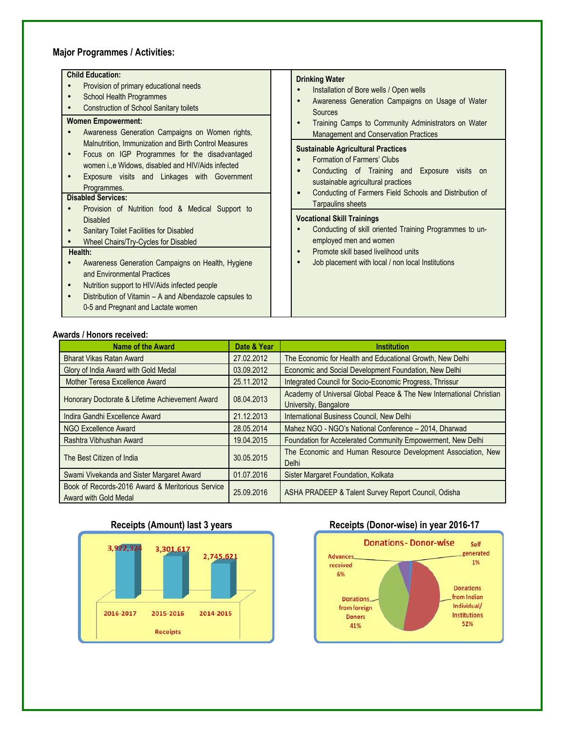## Major Programmes / Activities:

**Child Education:**
- Provision of primary educational needs
- School Health Programmes
- Construction of School Sanitary toilets

**Women Empowerment:**
- Awareness Generation Campaigns on Women rights, Malnutrition, Immunization and Birth Control Measures
- Focus on IGP Programmes for the disadvantaged women i.,e Widows, disabled and HIV/Aids infected
- Exposure visits and Linkages with Government Programmes.

**Disabled Services:**
- Provision of Nutrition food & Medical Support to Disabled
- Sanitary Toilet Facilities for Disabled
- Wheel Chairs/Try-Cycles for Disabled

**Health:**
- Awareness Generation Campaigns on Health, Hygiene and Environmental Practices
- Nutrition support to HIV/Aids infected people
- Distribution of Vitamin – A and Albendazole capsules to 0-5 and Pregnant and Lactate women

**Drinking Water**
- Installation of Bore wells / Open wells
- Awareness Generation Campaigns on Usage of Water Sources
- Training Camps to Community Administrators on Water Management and Conservation Practices

**Sustainable Agricultural Practices**
- Formation of Farmers' Clubs
- Conducting of Training and Exposure visits on sustainable agricultural practices
- Conducting of Farmers Field Schools and Distribution of Tarpaulins sheets

**Vocational Skill Trainings**
- Conducting of skill oriented Training Programmes to un-employed men and women
- Promote skill based livelihood units
- Job placement with local / non local Institutions

## Awards / Honors received:

| Name of the Award | Date & Year | Institution |
|---|---|---|
| Bharat Vikas Ratan Award | 27.02.2012 | The Economic for Health and Educational Growth, New Delhi |
| Glory of India Award with Gold Medal | 03.09.2012 | Economic and Social Development Foundation, New Delhi |
| Mother Teresa Excellence Award | 25.11.2012 | Integrated Council for Socio-Economic Progress, Thrissur |
| Honorary Doctorate & Lifetime Achievement Award | 08.04.2013 | Academy of Universal Global Peace & The New International Christian University, Bangalore |
| Indira Gandhi Excellence Award | 21.12.2013 | International Business Council, New Delhi |
| NGO Excellence Award | 28.05.2014 | Mahez NGO - NGO's National Conference – 2014, Dharwad |
| Rashtra Vibhushan Award | 19.04.2015 | Foundation for Accelerated Community Empowerment, New Delhi |
| The Best Citizen of India | 30.05.2015 | The Economic and Human Resource Development Association, New Delhi |
| Swami Vivekanda and Sister Margaret Award | 01.07.2016 | Sister Margaret Foundation, Kolkata |
| Book of Records-2016 Award & Meritorious Service Award with Gold Medal | 25.09.2016 | ASHA PRADEEP & Talent Survey Report Council, Odisha |

**Receipts (Amount) last 3 years**

| Receipts | 2016-2017 | 2015-2016 | 2014-2015 |
|---|---|---|---|
| Amount | 3,922,324 | 3,301,617 | 2,745,621 |

**Receipts (Donor-wise) in year 2016-17**

Donations - Donor-wise

| Source | Share |
|---|---|
| Donations from Indian Individual/ Institutions | 52% |
| Donations from foreign Donors | 41% |
| Advances received | 6% |
| Self generated | 1% |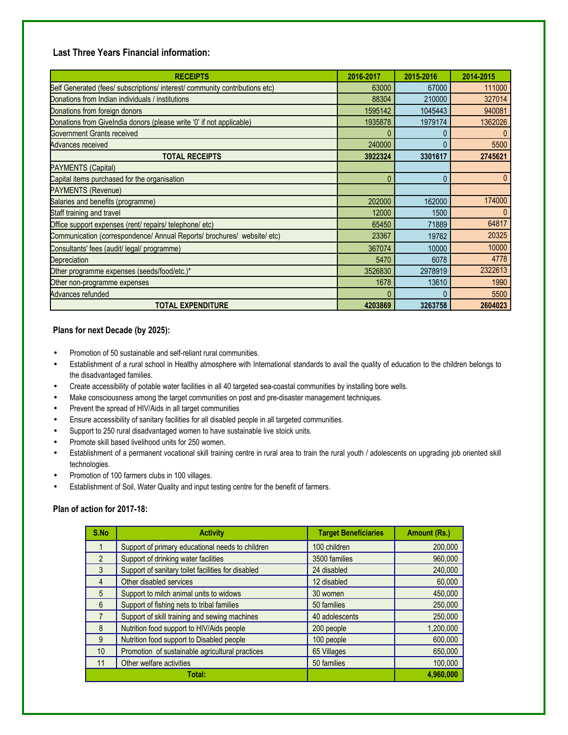### Last Three Years Financial information:

| RECEIPTS | 2016-2017 | 2015-2016 | 2014-2015 |
|---|---|---|---|
| Self Generated (fees/ subscriptions/ interest/ community contributions etc) | 63000 | 67000 | 111000 |
| Donations from Indian individuals / institutions | 88304 | 210000 | 327014 |
| Donations from foreign donors | 1595142 | 1045443 | 940081 |
| Donations from GiveIndia donors (please write '0' if not applicable) | 1935878 | 1979174 | 1362026 |
| Government Grants received | 0 | 0 | 0 |
| Advances received | 240000 | 0 | 5500 |
| **TOTAL RECEIPTS** | **3922324** | **3301617** | **2745621** |
| PAYMENTS (Capital) | | | |
| Capital items purchased for the organisation | 0 | 0 | 0 |
| PAYMENTS (Revenue) | | | |
| Salaries and benefits (programme) | 202000 | 162000 | 174000 |
| Staff training and travel | 12000 | 1500 | 0 |
| Office support expenses (rent/ repairs/ telephone/ etc) | 65450 | 71889 | 64817 |
| Communication (correspondence/ Annual Reports/ brochures/ website/ etc) | 23367 | 19762 | 20325 |
| Consultants' fees (audit/ legal/ programme) | 367074 | 10000 | 10000 |
| Depreciation | 5470 | 6078 | 4778 |
| Other programme expenses (seeds/food/etc.)* | 3526830 | 2978919 | 2322613 |
| Other non-programme expenses | 1678 | 13610 | 1990 |
| Advances refunded | 0 | 0 | 5500 |
| **TOTAL EXPENDITURE** | **4203869** | **3263758** | **2604023** |

### Plans for next Decade (by 2025):

- Promotion of 50 sustainable and self-reliant rural communities.
- Establishment of a rural school in Healthy atmosphere with International standards to avail the quality of education to the children belongs to the disadvantaged families.
- Create accessibility of potable water facilities in all 40 targeted sea-coastal communities by installing bore wells.
- Make consciousness among the target communities on post and pre-disaster management techniques.
- Prevent the spread of HIV/Aids in all target communities
- Ensure accessibility of sanitary facilities for all disabled people in all targeted communities.
- Support to 250 rural disadvantaged women to have sustainable live stoick units.
- Promote skill based livelihood units for 250 women.
- Establishment of a permanent vocational skill training centre in rural area to train the rural youth / adolescents on upgrading job oriented skill technologies.
- Promotion of 100 farmers clubs in 100 villages.
- Establishment of Soil, Water Quality and input testing centre for the benefit of farmers.

### Plan of action for 2017-18:

| S.No | Activity | Target Beneficiaries | Amount (Rs.) |
|---|---|---|---|
| 1 | Support of primary educational needs to children | 100 children | 200,000 |
| 2 | Support of drinking water facilities | 3500 families | 960,000 |
| 3 | Support of sanitary toilet facilities for disabled | 24 disabled | 240,000 |
| 4 | Other disabled services | 12 disabled | 60,000 |
| 5 | Support to milch animal units to widows | 30 women | 450,000 |
| 6 | Support of fishing nets to tribal families | 50 families | 250,000 |
| 7 | Support of skill training and sewing machines | 40 adolescents | 250,000 |
| 8 | Nutrition food support to HIV/Aids people | 200 people | 1,200,000 |
| 9 | Nutrition food support to Disabled people | 100 people | 600,000 |
| 10 | Promotion of sustainable agricultural practices | 65 Villages | 650,000 |
| 11 | Other welfare activities | 50 families | 100,000 |
| **Total:** | | | **4,960,000** |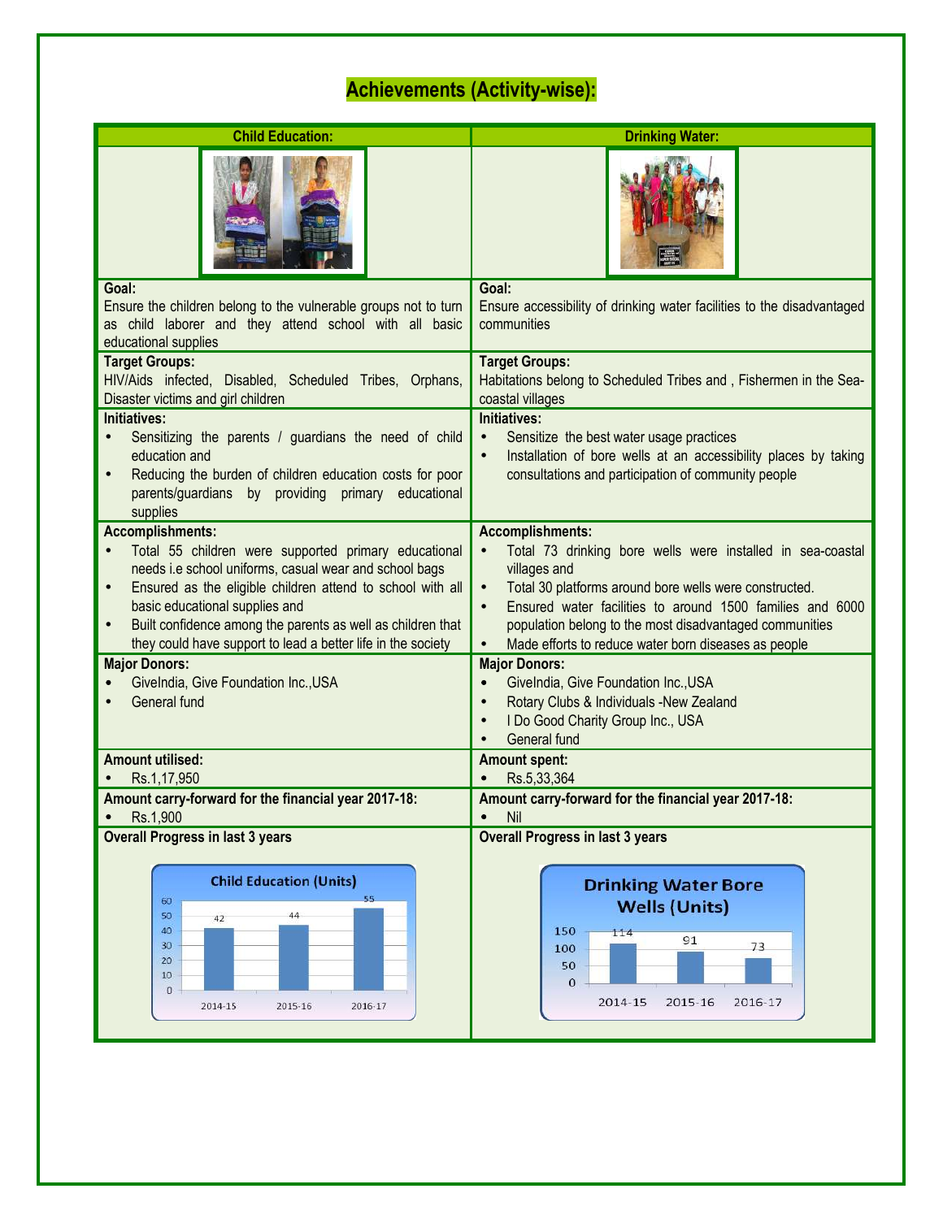# Achievements (Activity-wise):

| Child Education: | Drinking Water: |
|---|---|
| **Goal:** Ensure the children belong to the vulnerable groups not to turn as child laborer and they attend school with all basic educational supplies | **Goal:** Ensure accessibility of drinking water facilities to the disadvantaged communities |
| **Target Groups:** HIV/Aids infected, Disabled, Scheduled Tribes, Orphans, Disaster victims and girl children | **Target Groups:** Habitations belong to Scheduled Tribes and , Fishermen in the Sea-coastal villages |
| **Initiatives:** • Sensitizing the parents / guardians the need of child education and • Reducing the burden of children education costs for poor parents/guardians by providing primary educational supplies | **Initiatives:** • Sensitize the best water usage practices • Installation of bore wells at an accessibility places by taking consultations and participation of community people |
| **Accomplishments:** • Total 55 children were supported primary educational needs i.e school uniforms, casual wear and school bags • Ensured as the eligible children attend to school with all basic educational supplies and • Built confidence among the parents as well as children that they could have support to lead a better life in the society | **Accomplishments:** • Total 73 drinking bore wells were installed in sea-coastal villages and • Total 30 platforms around bore wells were constructed. • Ensured water facilities to around 1500 families and 6000 population belong to the most disadvantaged communities • Made efforts to reduce water born diseases as people |
| **Major Donors:** • GiveIndia, Give Foundation Inc.,USA • General fund | **Major Donors:** • GiveIndia, Give Foundation Inc.,USA • Rotary Clubs & Individuals -New Zealand • I Do Good Charity Group Inc., USA • General fund |
| **Amount utilised:** • Rs.1,17,950 | **Amount spent:** • Rs.5,33,364 |
| **Amount carry-forward for the financial year 2017-18:** • Rs.1,900 | **Amount carry-forward for the financial year 2017-18:** • Nil |
| **Overall Progress in last 3 years** | **Overall Progress in last 3 years** |

**Child Education (Units)**

| Year | Units |
|---|---|
| 2014-15 | 42 |
| 2015-16 | 44 |
| 2016-17 | 55 |

**Drinking Water Bore Wells (Units)**

| Year | Units |
|---|---|
| 2014-15 | 114 |
| 2015-16 | 91 |
| 2016-17 | 73 |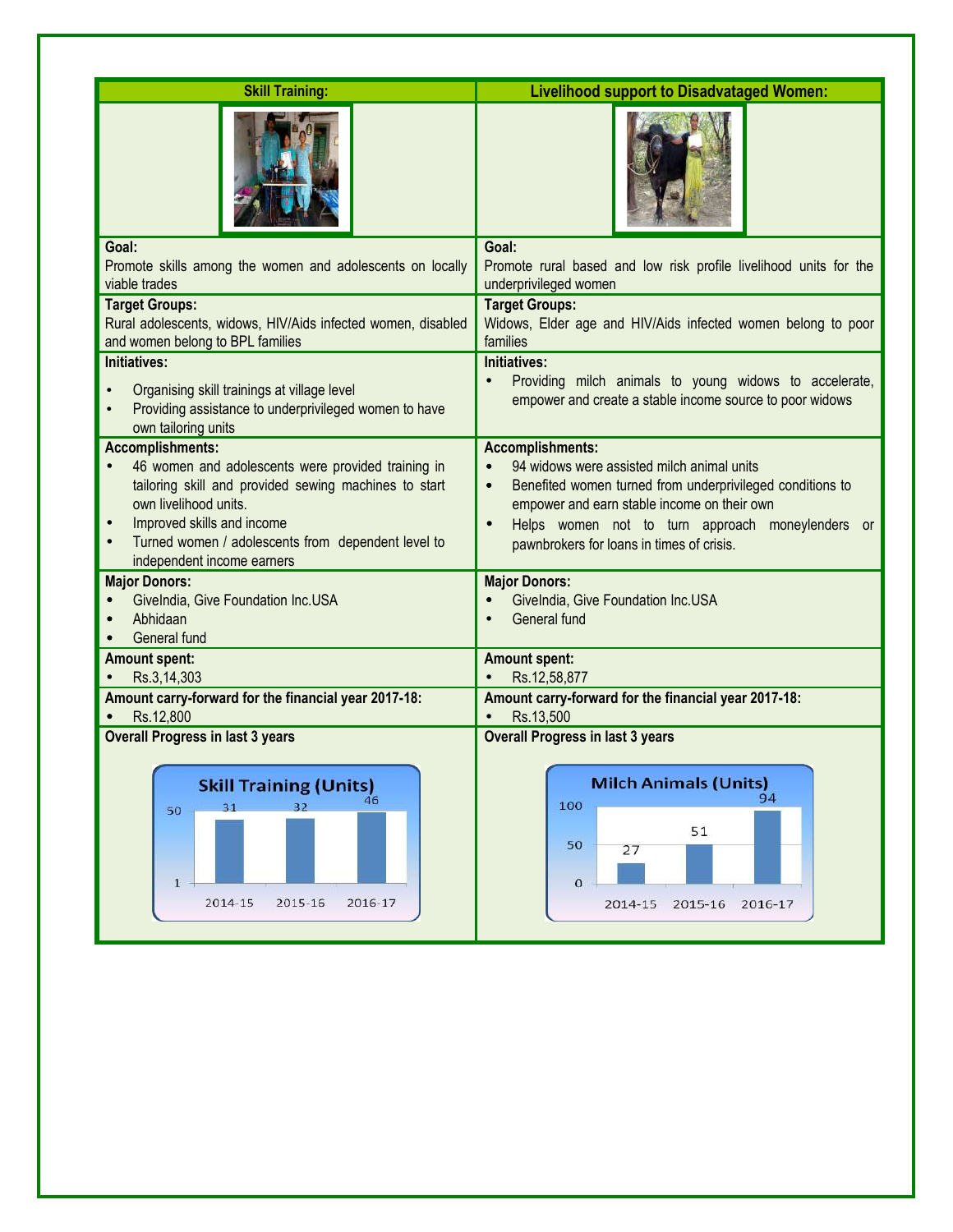| Skill Training: | Livelihood support to Disadvataged Women: |
|---|---|
| **Goal:**<br>Promote skills among the women and adolescents on locally viable trades | **Goal:**<br>Promote rural based and low risk profile livelihood units for the underprivileged women |
| **Target Groups:**<br>Rural adolescents, widows, HIV/Aids infected women, disabled and women belong to BPL families | **Target Groups:**<br>Widows, Elder age and HIV/Aids infected women belong to poor families |
| **Initiatives:**<br>• Organising skill trainings at village level<br>• Providing assistance to underprivileged women to have own tailoring units | **Initiatives:**<br>• Providing milch animals to young widows to accelerate, empower and create a stable income source to poor widows |
| **Accomplishments:**<br>• 46 women and adolescents were provided training in tailoring skill and provided sewing machines to start own livelihood units.<br>• Improved skills and income<br>• Turned women / adolescents from dependent level to independent income earners | **Accomplishments:**<br>• 94 widows were assisted milch animal units<br>• Benefited women turned from underprivileged conditions to empower and earn stable income on their own<br>• Helps women not to turn approach moneylenders or pawnbrokers for loans in times of crisis. |
| **Major Donors:**<br>• GiveIndia, Give Foundation Inc.USA<br>• Abhidaan<br>• General fund | **Major Donors:**<br>• GiveIndia, Give Foundation Inc.USA<br>• General fund |
| **Amount spent:**<br>• Rs.3,14,303 | **Amount spent:**<br>• Rs.12,58,877 |
| **Amount carry-forward for the financial year 2017-18:**<br>• Rs.12,800 | **Amount carry-forward for the financial year 2017-18:**<br>• Rs.13,500 |
| **Overall Progress in last 3 years** | **Overall Progress in last 3 years** |

**Skill Training (Units)**

| Year | Units |
|---|---|
| 2014-15 | 31 |
| 2015-16 | 32 |
| 2016-17 | 46 |

**Milch Animals (Units)**

| Year | Units |
|---|---|
| 2014-15 | 27 |
| 2015-16 | 51 |
| 2016-17 | 94 |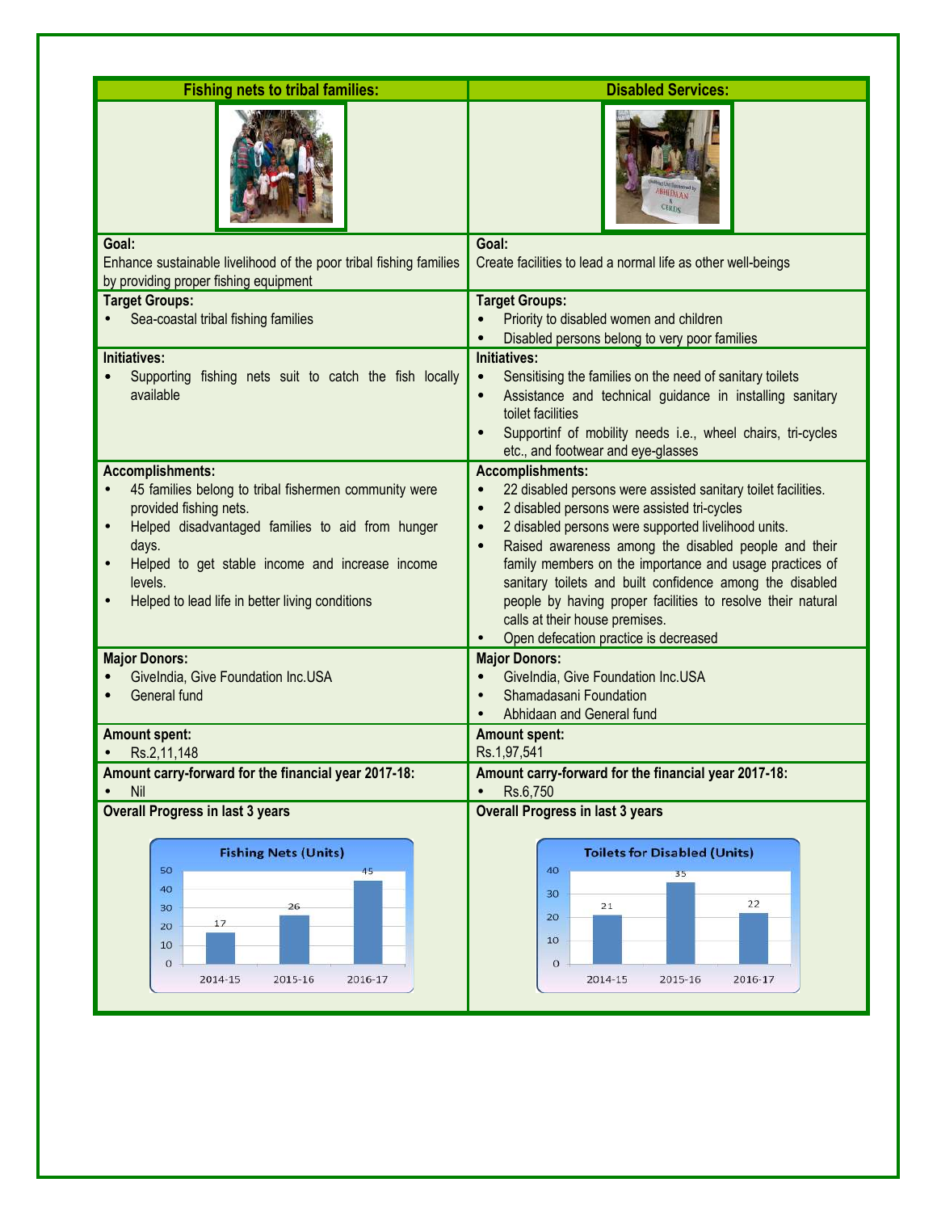| Fishing nets to tribal families: | Disabled Services: |
|---|---|
| **Goal:** Enhance sustainable livelihood of the poor tribal fishing families by providing proper fishing equipment | **Goal:** Create facilities to lead a normal life as other well-beings |
| **Target Groups:** • Sea-coastal tribal fishing families | **Target Groups:** • Priority to disabled women and children • Disabled persons belong to very poor families |
| **Initiatives:** • Supporting fishing nets suit to catch the fish locally available | **Initiatives:** • Sensitising the families on the need of sanitary toilets • Assistance and technical guidance in installing sanitary toilet facilities • Supportinf of mobility needs i.e., wheel chairs, tri-cycles etc., and footwear and eye-glasses |
| **Accomplishments:** • 45 families belong to tribal fishermen community were provided fishing nets. • Helped disadvantaged families to aid from hunger days. • Helped to get stable income and increase income levels. • Helped to lead life in better living conditions | **Accomplishments:** • 22 disabled persons were assisted sanitary toilet facilities. • 2 disabled persons were assisted tri-cycles • 2 disabled persons were supported livelihood units. • Raised awareness among the disabled people and their family members on the importance and usage practices of sanitary toilets and built confidence among the disabled people by having proper facilities to resolve their natural calls at their house premises. • Open defecation practice is decreased |
| **Major Donors:** • GiveIndia, Give Foundation Inc.USA • General fund | **Major Donors:** • GiveIndia, Give Foundation Inc.USA • Shamadasani Foundation • Abhidaan and General fund |
| **Amount spent:** • Rs.2,11,148 | **Amount spent:** Rs.1,97,541 |
| **Amount carry-forward for the financial year 2017-18:** • Nil | **Amount carry-forward for the financial year 2017-18:** • Rs.6,750 |
| **Overall Progress in last 3 years** | **Overall Progress in last 3 years** |

**Fishing Nets (Units)**

| Year | Units |
|---|---|
| 2014-15 | 17 |
| 2015-16 | 26 |
| 2016-17 | 45 |

**Toilets for Disabled (Units)**

| Year | Units |
|---|---|
| 2014-15 | 21 |
| 2015-16 | 35 |
| 2016-17 | 22 |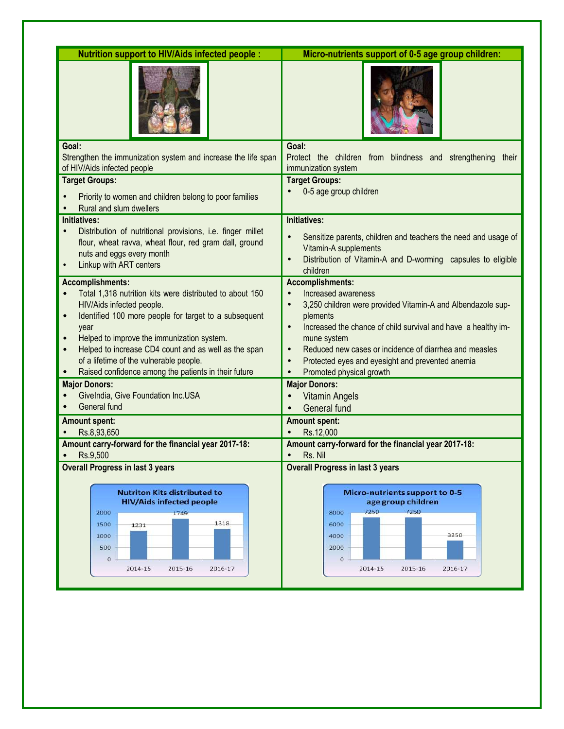| Nutrition support to HIV/Aids infected people : | Micro-nutrients support of 0-5 age group children: |
|---|---|
| **Goal:**<br>Strengthen the immunization system and increase the life span of HIV/Aids infected people | **Goal:**<br>Protect the children from blindness and strengthening their immunization system |
| **Target Groups:**<br>• Priority to women and children belong to poor families<br>• Rural and slum dwellers | **Target Groups:**<br>• 0-5 age group children |
| **Initiatives:**<br>• Distribution of nutritional provisions, i.e. finger millet flour, wheat ravva, wheat flour, red gram dall, ground nuts and eggs every month<br>• Linkup with ART centers | **Initiatives:**<br>• Sensitize parents, children and teachers the need and usage of Vitamin-A supplements<br>• Distribution of Vitamin-A and D-worming capsules to eligible children |
| **Accomplishments:**<br>• Total 1,318 nutrition kits were distributed to about 150 HIV/Aids infected people.<br>• Identified 100 more people for target to a subsequent year<br>• Helped to improve the immunization system.<br>• Helped to increase CD4 count and as well as the span of a lifetime of the vulnerable people.<br>• Raised confidence among the patients in their future | **Accomplishments:**<br>• Increased awareness<br>• 3,250 children were provided Vitamin-A and Albendazole supplements<br>• Increased the chance of child survival and have a healthy immune system<br>• Reduced new cases or incidence of diarrhea and measles<br>• Protected eyes and eyesight and prevented anemia<br>• Promoted physical growth |
| **Major Donors:**<br>• GiveIndia, Give Foundation Inc.USA<br>• General fund | **Major Donors:**<br>• Vitamin Angels<br>• General fund |
| **Amount spent:**<br>• Rs.8,93,650 | **Amount spent:**<br>• Rs.12,000 |
| **Amount carry-forward for the financial year 2017-18:**<br>• Rs.9,500 | **Amount carry-forward for the financial year 2017-18:**<br>• Rs. Nil |
| **Overall Progress in last 3 years** | **Overall Progress in last 3 years** |

**Nutriton Kits distributed to HIV/Aids infected people**

| Year | Kits |
|---|---|
| 2014-15 | 1231 |
| 2015-16 | 1749 |
| 2016-17 | 1318 |

**Micro-nutrients support to 0-5 age group children**

| Year | Children |
|---|---|
| 2014-15 | 7250 |
| 2015-16 | 7250 |
| 2016-17 | 3250 |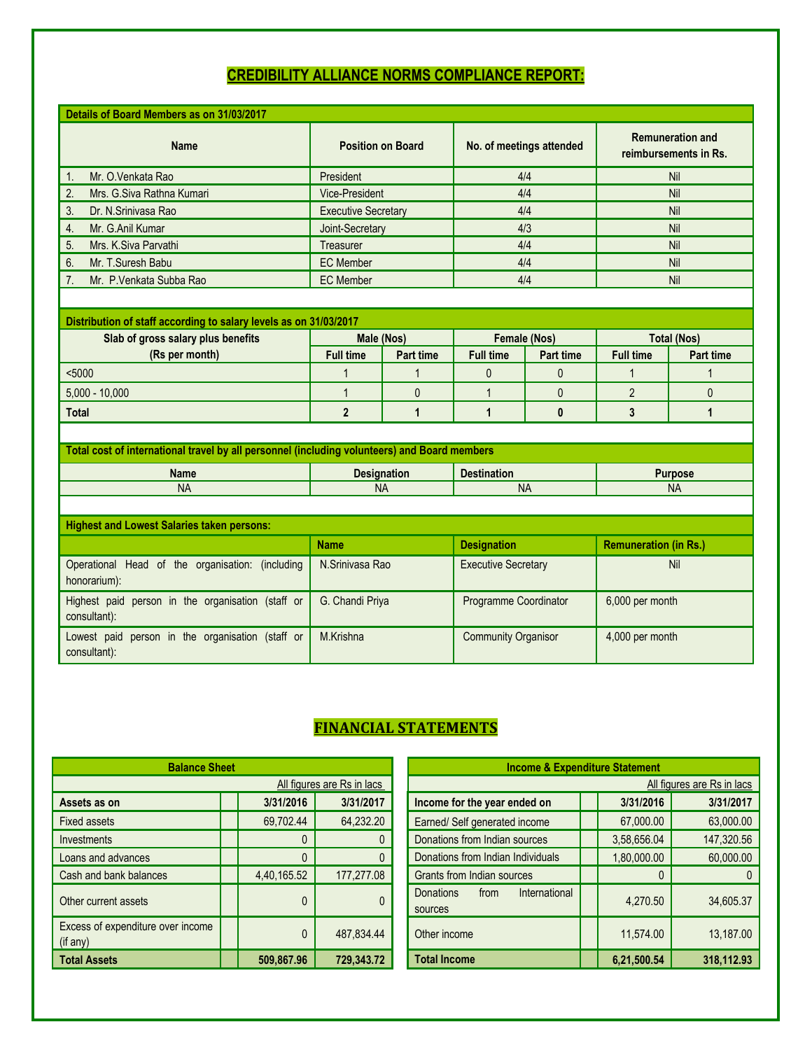# CREDIBILITY ALLIANCE NORMS COMPLIANCE REPORT:

**Details of Board Members as on 31/03/2017**

| Name | Position on Board | No. of meetings attended | Remuneration and reimbursements in Rs. |
|---|---|---|---|
| 1. Mr. O.Venkata Rao | President | 4/4 | Nil |
| 2. Mrs. G.Siva Rathna Kumari | Vice-President | 4/4 | Nil |
| 3. Dr. N.Srinivasa Rao | Executive Secretary | 4/4 | Nil |
| 4. Mr. G.Anil Kumar | Joint-Secretary | 4/3 | Nil |
| 5. Mrs. K.Siva Parvathi | Treasurer | 4/4 | Nil |
| 6. Mr. T.Suresh Babu | EC Member | 4/4 | Nil |
| 7. Mr. P.Venkata Subba Rao | EC Member | 4/4 | Nil |

**Distribution of staff according to salary levels as on 31/03/2017**

| Slab of gross salary plus benefits (Rs per month) | Male (Nos) | | Female (Nos) | | Total (Nos) | |
|---|---|---|---|---|---|---|
| | Full time | Part time | Full time | Part time | Full time | Part time |
| <5000 | 1 | 1 | 0 | 0 | 1 | 1 |
| 5,000 - 10,000 | 1 | 0 | 1 | 0 | 2 | 0 |
| **Total** | **2** | **1** | **1** | **0** | **3** | **1** |

**Total cost of international travel by all personnel (including volunteers) and Board members**

| Name | Designation | Destination | Purpose |
|---|---|---|---|
| NA | NA | NA | NA |

**Highest and Lowest Salaries taken persons:**

| | Name | Designation | Remuneration (in Rs.) |
|---|---|---|---|
| Operational Head of the organisation: (including honorarium): | N.Srinivasa Rao | Executive Secretary | Nil |
| Highest paid person in the organisation (staff or consultant): | G. Chandi Priya | Programme Coordinator | 6,000 per month |
| Lowest paid person in the organisation (staff or consultant): | M.Krishna | Community Organisor | 4,000 per month |

# FINANCIAL STATEMENTS

**Balance Sheet**

All figures are Rs in lacs

| Assets as on | | 3/31/2016 | 3/31/2017 |
|---|---|---|---|
| Fixed assets | | 69,702.44 | 64,232.20 |
| Investments | | 0 | 0 |
| Loans and advances | | 0 | 0 |
| Cash and bank balances | | 4,40,165.52 | 177,277.08 |
| Other current assets | | 0 | 0 |
| Excess of expenditure over income (if any) | | 0 | 487,834.44 |
| **Total Assets** | | **509,867.96** | **729,343.72** |

**Income & Expenditure Statement**

All figures are Rs in lacs

| Income for the year ended on | | 3/31/2016 | 3/31/2017 |
|---|---|---|---|
| Earned/ Self generated income | | 67,000.00 | 63,000.00 |
| Donations from Indian sources | | 3,58,656.04 | 147,320.56 |
| Donations from Indian Individuals | | 1,80,000.00 | 60,000.00 |
| Grants from Indian sources | | 0 | 0 |
| Donations from International sources | | 4,270.50 | 34,605.37 |
| Other income | | 11,574.00 | 13,187.00 |
| **Total Income** | | **6,21,500.54** | **318,112.93** |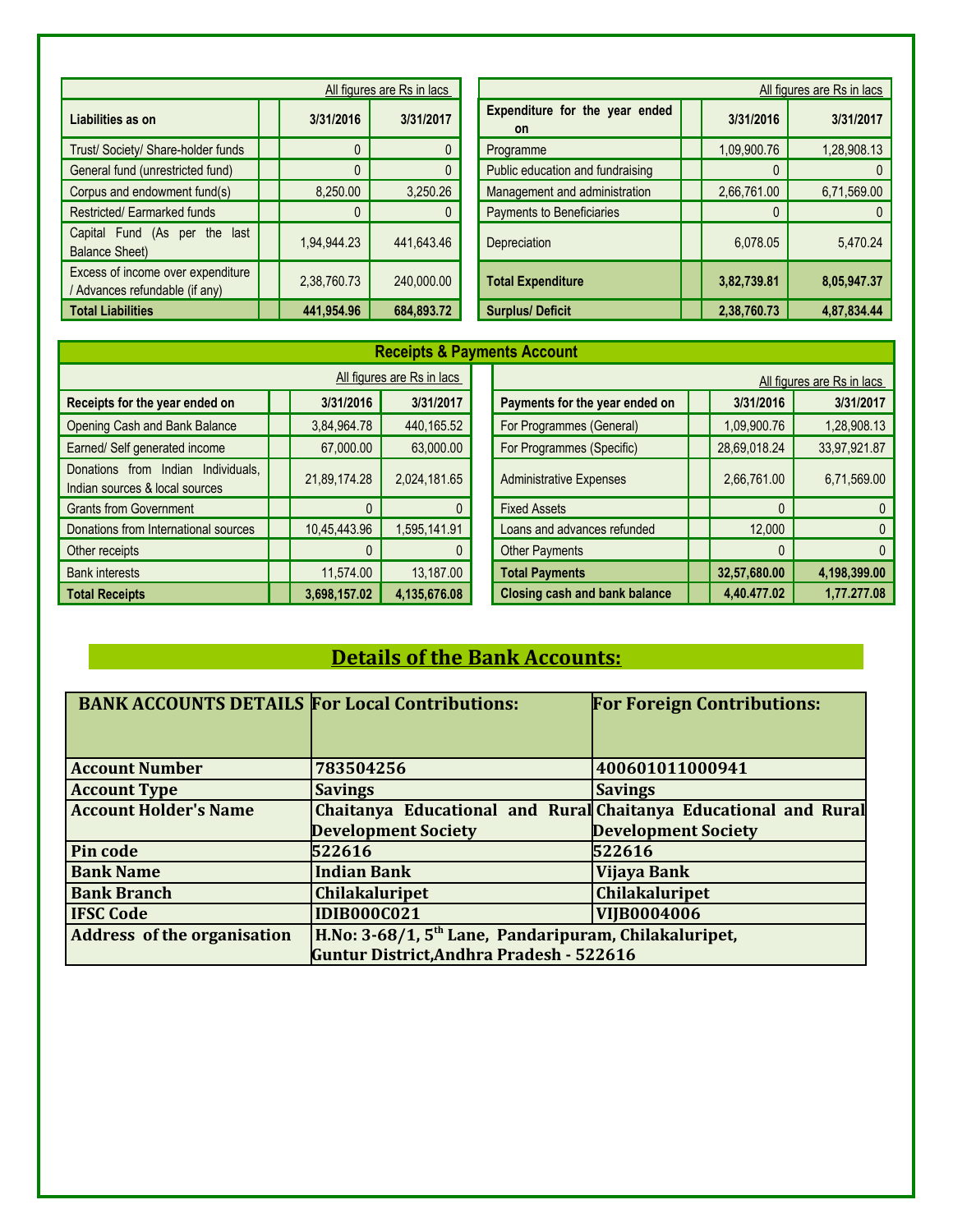All figures are Rs in lacs

| Liabilities as on | | 3/31/2016 | 3/31/2017 |
|---|---|---|---|
| Trust/ Society/ Share-holder funds | | 0 | 0 |
| General fund (unrestricted fund) | | 0 | 0 |
| Corpus and endowment fund(s) | | 8,250.00 | 3,250.26 |
| Restricted/ Earmarked funds | | 0 | 0 |
| Capital Fund (As per the last Balance Sheet) | | 1,94,944.23 | 441,643.46 |
| Excess of income over expenditure / Advances refundable (if any) | | 2,38,760.73 | 240,000.00 |
| **Total Liabilities** | | **441,954.96** | **684,893.72** |

All figures are Rs in lacs

| Expenditure for the year ended on | | 3/31/2016 | 3/31/2017 |
|---|---|---|---|
| Programme | | 1,09,900.76 | 1,28,908.13 |
| Public education and fundraising | | 0 | 0 |
| Management and administration | | 2,66,761.00 | 6,71,569.00 |
| Payments to Beneficiaries | | 0 | 0 |
| Depreciation | | 6,078.05 | 5,470.24 |
| **Total Expenditure** | | **3,82,739.81** | **8,05,947.37** |
| **Surplus/ Deficit** | | **2,38,760.73** | **4,87,834.44** |

## Receipts & Payments Account

All figures are Rs in lacs

| Receipts for the year ended on | | 3/31/2016 | 3/31/2017 |
|---|---|---|---|
| Opening Cash and Bank Balance | | 3,84,964.78 | 440,165.52 |
| Earned/ Self generated income | | 67,000.00 | 63,000.00 |
| Donations from Indian Individuals, Indian sources & local sources | | 21,89,174.28 | 2,024,181.65 |
| Grants from Government | | 0 | 0 |
| Donations from International sources | | 10,45,443.96 | 1,595,141.91 |
| Other receipts | | 0 | 0 |
| Bank interests | | 11,574.00 | 13,187.00 |
| **Total Receipts** | | **3,698,157.02** | **4,135,676.08** |

All figures are Rs in lacs

| Payments for the year ended on | | 3/31/2016 | 3/31/2017 |
|---|---|---|---|
| For Programmes (General) | | 1,09,900.76 | 1,28,908.13 |
| For Programmes (Specific) | | 28,69,018.24 | 33,97,921.87 |
| Administrative Expenses | | 2,66,761.00 | 6,71,569.00 |
| Fixed Assets | | 0 | 0 |
| Loans and advances refunded | | 12,000 | 0 |
| Other Payments | | 0 | 0 |
| **Total Payments** | | **32,57,680.00** | **4,198,399.00** |
| **Closing cash and bank balance** | | **4,40.477.02** | **1,77.277.08** |

## Details of the Bank Accounts:

| BANK ACCOUNTS DETAILS | For Local Contributions: | For Foreign Contributions: |
|---|---|---|
| Account Number | 783504256 | 400601011000941 |
| Account Type | Savings | Savings |
| Account Holder's Name | Chaitanya Educational and Rural Development Society | Chaitanya Educational and Rural Development Society |
| Pin code | 522616 | 522616 |
| Bank Name | Indian Bank | Vijaya Bank |
| Bank Branch | Chilakaluripet | Chilakaluripet |
| IFSC Code | IDIB000C021 | VIJB0004006 |
| Address of the organisation | H.No: 3-68/1, 5th Lane, Pandaripuram, Chilakaluripet, Guntur District,Andhra Pradesh - 522616 | |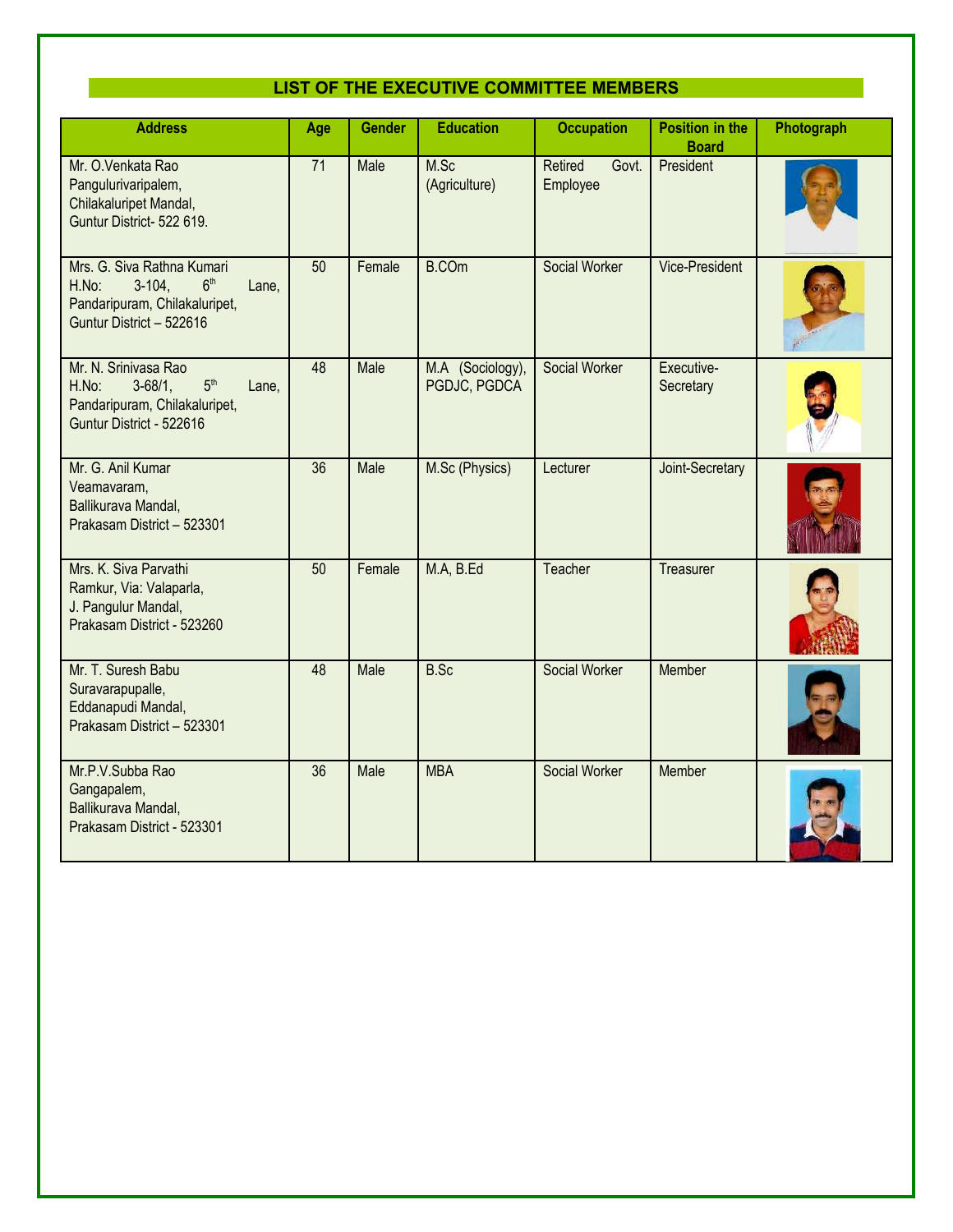## LIST OF THE EXECUTIVE COMMITTEE MEMBERS

| Address | Age | Gender | Education | Occupation | Position in the Board | Photograph |
|---|---|---|---|---|---|---|
| Mr. O.Venkata Rao<br>Pangulurivaripalem,<br>Chilakaluripet Mandal,<br>Guntur District- 522 619. | 71 | Male | M.Sc (Agriculture) | Retired Govt. Employee | President | |
| Mrs. G. Siva Rathna Kumari<br>H.No: 3-104, 6th Lane,<br>Pandaripuram, Chilakaluripet,<br>Guntur District – 522616 | 50 | Female | B.COm | Social Worker | Vice-President | |
| Mr. N. Srinivasa Rao<br>H.No: 3-68/1, 5th Lane,<br>Pandaripuram, Chilakaluripet,<br>Guntur District - 522616 | 48 | Male | M.A (Sociology), PGDJC, PGDCA | Social Worker | Executive-Secretary | |
| Mr. G. Anil Kumar<br>Veamavaram,<br>Ballikurava Mandal,<br>Prakasam District – 523301 | 36 | Male | M.Sc (Physics) | Lecturer | Joint-Secretary | |
| Mrs. K. Siva Parvathi<br>Ramkur, Via: Valaparla,<br>J. Pangulur Mandal,<br>Prakasam District - 523260 | 50 | Female | M.A, B.Ed | Teacher | Treasurer | |
| Mr. T. Suresh Babu<br>Suravarapupalle,<br>Eddanapudi Mandal,<br>Prakasam District – 523301 | 48 | Male | B.Sc | Social Worker | Member | |
| Mr.P.V.Subba Rao<br>Gangapalem,<br>Ballikurava Mandal,<br>Prakasam District - 523301 | 36 | Male | MBA | Social Worker | Member | |